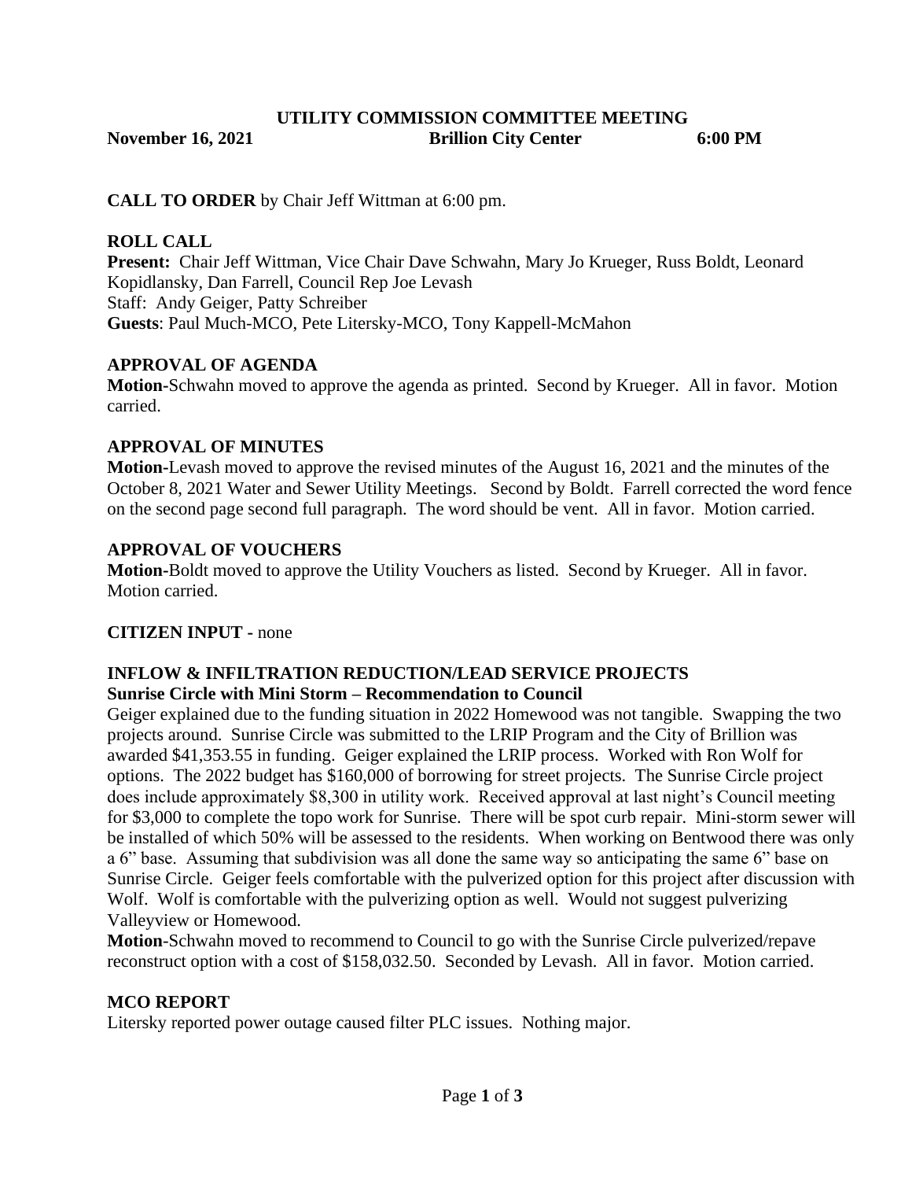# UTILITY COMMISSION COMMITTEE MEETING

**November 16, 2021** **Brillion City Center** **6:00 PM**

**CALL TO ORDER** by Chair Jeff Wittman at 6:00 pm.

**ROLL CALL**

**Present:** Chair Jeff Wittman, Vice Chair Dave Schwahn, Mary Jo Krueger, Russ Boldt, Leonard Kopidlansky, Dan Farrell, Council Rep Joe Levash

Staff: Andy Geiger, Patty Schreiber

**Guests**: Paul Much-MCO, Pete Litersky-MCO, Tony Kappell-McMahon

**APPROVAL OF AGENDA**

**Motion**-Schwahn moved to approve the agenda as printed. Second by Krueger. All in favor. Motion carried.

**APPROVAL OF MINUTES**

**Motion**-Levash moved to approve the revised minutes of the August 16, 2021 and the minutes of the October 8, 2021 Water and Sewer Utility Meetings. Second by Boldt. Farrell corrected the word fence on the second page second full paragraph. The word should be vent. All in favor. Motion carried.

**APPROVAL OF VOUCHERS**

**Motion**-Boldt moved to approve the Utility Vouchers as listed. Second by Krueger. All in favor. Motion carried.

**CITIZEN INPUT** - none

**INFLOW & INFILTRATION REDUCTION/LEAD SERVICE PROJECTS**

**Sunrise Circle with Mini Storm – Recommendation to Council**

Geiger explained due to the funding situation in 2022 Homewood was not tangible. Swapping the two projects around. Sunrise Circle was submitted to the LRIP Program and the City of Brillion was awarded $41,353.55 in funding. Geiger explained the LRIP process. Worked with Ron Wolf for options. The 2022 budget has $160,000 of borrowing for street projects. The Sunrise Circle project does include approximately $8,300 in utility work. Received approval at last night's Council meeting for $3,000 to complete the topo work for Sunrise. There will be spot curb repair. Mini-storm sewer will be installed of which 50% will be assessed to the residents. When working on Bentwood there was only a 6" base. Assuming that subdivision was all done the same way so anticipating the same 6" base on Sunrise Circle. Geiger feels comfortable with the pulverized option for this project after discussion with Wolf. Wolf is comfortable with the pulverizing option as well. Would not suggest pulverizing Valleyview or Homewood.

**Motion**-Schwahn moved to recommend to Council to go with the Sunrise Circle pulverized/repave reconstruct option with a cost of $158,032.50. Seconded by Levash. All in favor. Motion carried.

**MCO REPORT**

Litersky reported power outage caused filter PLC issues. Nothing major.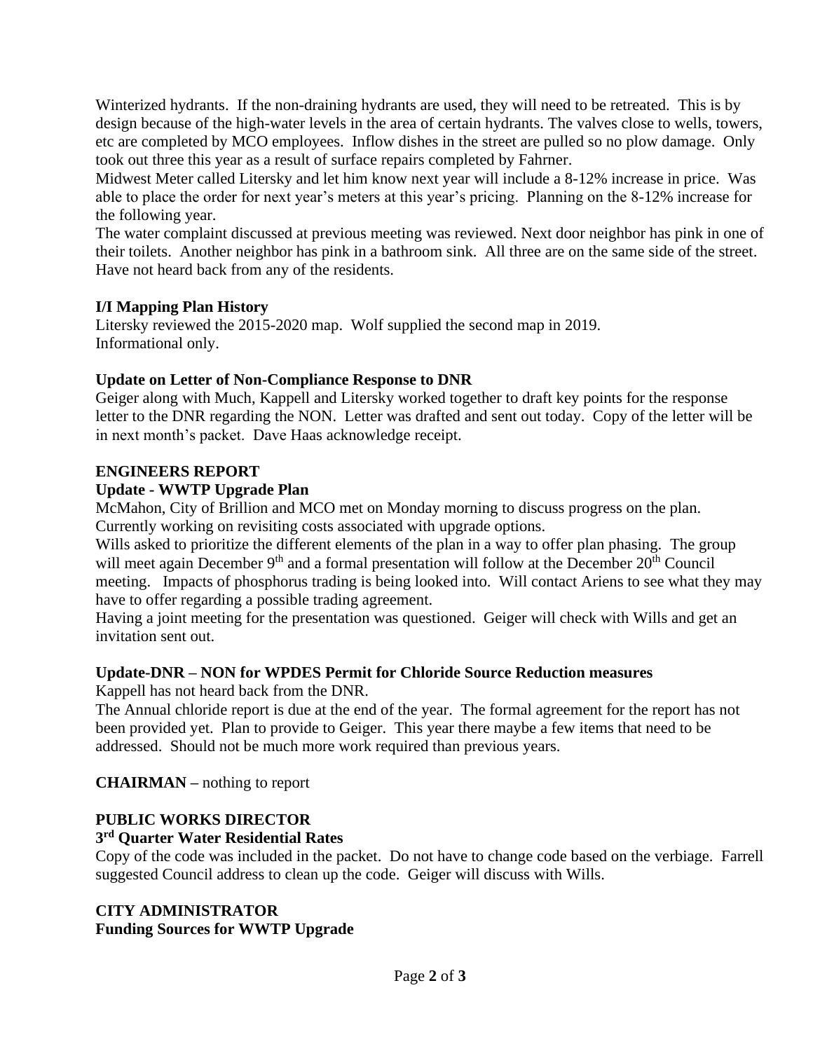Winterized hydrants. If the non-draining hydrants are used, they will need to be retreated. This is by design because of the high-water levels in the area of certain hydrants. The valves close to wells, towers, etc are completed by MCO employees. Inflow dishes in the street are pulled so no plow damage. Only took out three this year as a result of surface repairs completed by Fahrner.

Midwest Meter called Litersky and let him know next year will include a 8-12% increase in price. Was able to place the order for next year's meters at this year's pricing. Planning on the 8-12% increase for the following year.

The water complaint discussed at previous meeting was reviewed. Next door neighbor has pink in one of their toilets. Another neighbor has pink in a bathroom sink. All three are on the same side of the street. Have not heard back from any of the residents.

**I/I Mapping Plan History**

Litersky reviewed the 2015-2020 map. Wolf supplied the second map in 2019.
Informational only.

**Update on Letter of Non-Compliance Response to DNR**

Geiger along with Much, Kappell and Litersky worked together to draft key points for the response letter to the DNR regarding the NON. Letter was drafted and sent out today. Copy of the letter will be in next month's packet. Dave Haas acknowledge receipt.

**ENGINEERS REPORT**

**Update - WWTP Upgrade Plan**

McMahon, City of Brillion and MCO met on Monday morning to discuss progress on the plan. Currently working on revisiting costs associated with upgrade options.

Wills asked to prioritize the different elements of the plan in a way to offer plan phasing. The group will meet again December 9th and a formal presentation will follow at the December 20th Council meeting. Impacts of phosphorus trading is being looked into. Will contact Ariens to see what they may have to offer regarding a possible trading agreement.

Having a joint meeting for the presentation was questioned. Geiger will check with Wills and get an invitation sent out.

**Update-DNR – NON for WPDES Permit for Chloride Source Reduction measures**

Kappell has not heard back from the DNR.

The Annual chloride report is due at the end of the year. The formal agreement for the report has not been provided yet. Plan to provide to Geiger. This year there maybe a few items that need to be addressed. Should not be much more work required than previous years.

**CHAIRMAN –** nothing to report

**PUBLIC WORKS DIRECTOR**

**3rd Quarter Water Residential Rates**

Copy of the code was included in the packet. Do not have to change code based on the verbiage. Farrell suggested Council address to clean up the code. Geiger will discuss with Wills.

**CITY ADMINISTRATOR**

**Funding Sources for WWTP Upgrade**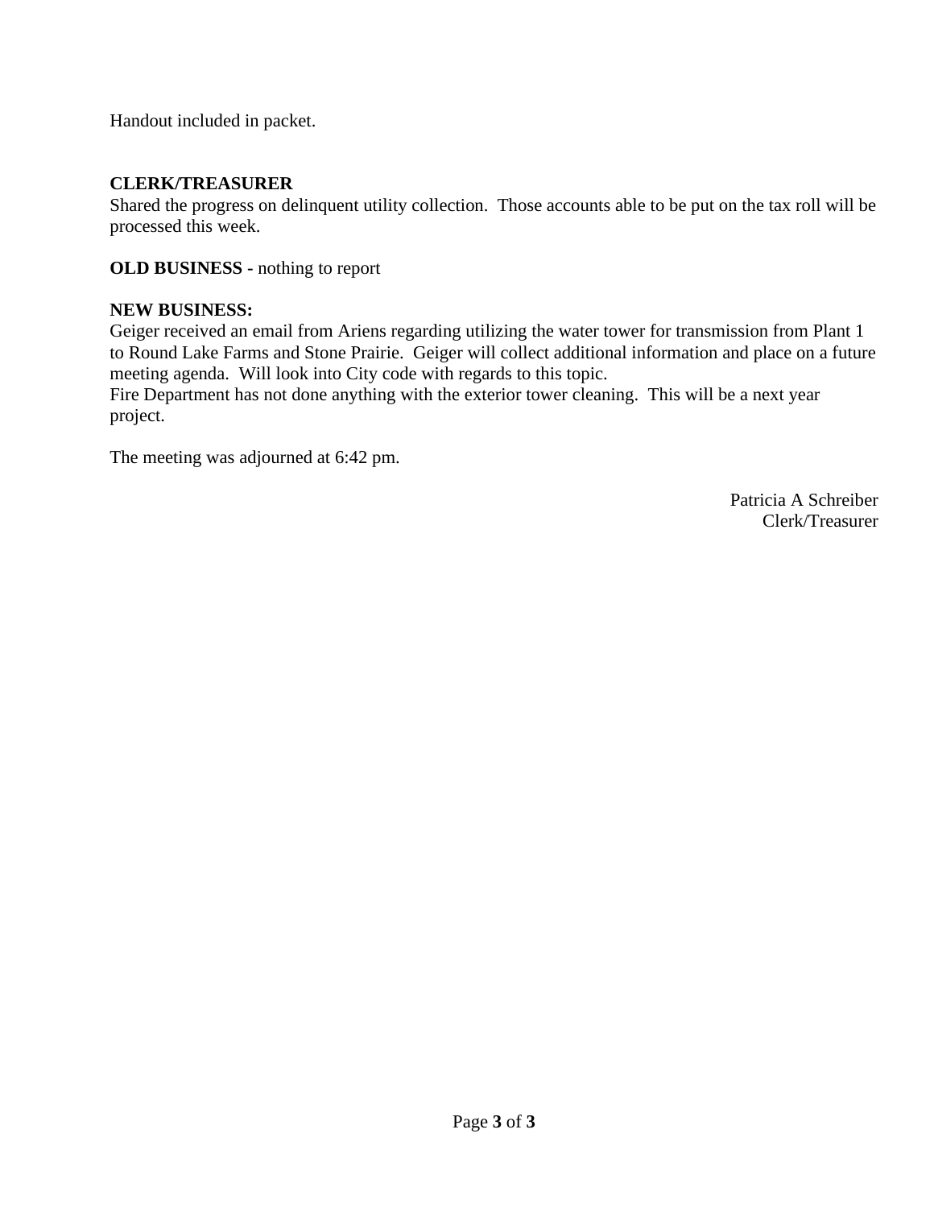Handout included in packet.

**CLERK/TREASURER**
Shared the progress on delinquent utility collection. Those accounts able to be put on the tax roll will be processed this week.

**OLD BUSINESS -** nothing to report

**NEW BUSINESS:**
Geiger received an email from Ariens regarding utilizing the water tower for transmission from Plant 1 to Round Lake Farms and Stone Prairie. Geiger will collect additional information and place on a future meeting agenda. Will look into City code with regards to this topic.
Fire Department has not done anything with the exterior tower cleaning. This will be a next year project.

The meeting was adjourned at 6:42 pm.

Patricia A Schreiber
Clerk/Treasurer